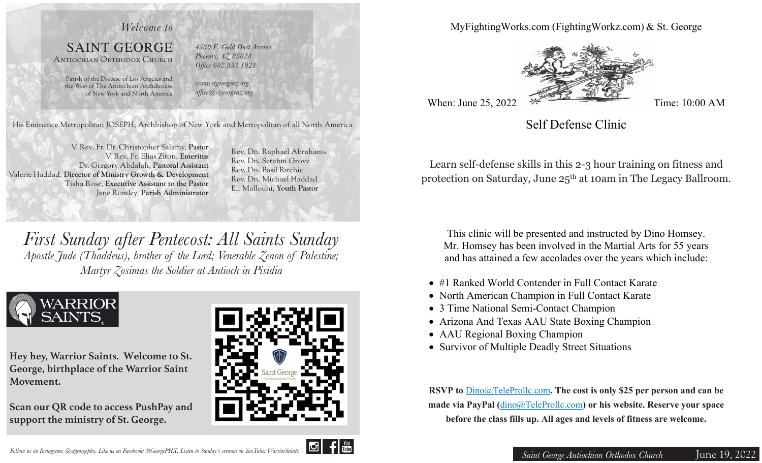*Welcome to*

# SAINT GEORGE

## Antiochian Orthodox Church

Parish of the Diocese of Los Angeles and the West of The Antiochian Archdiocese of New York and North America

*4530 E. Gold Dust Avenue*
*Phoenix, AZ 85028*
*Office 602.953.1921*

*www.stgeorgeaz.org*
*office@stgeorgeaz.org*

His Eminence Metropolitan JOSEPH, Archbishop of New York and Metropolitan of all North America

V. Rev. Fr. Dr. Christopher Salamy, **Pastor**
V. Rev. Fr. Elias Ziton, **Emeritus**
Dr. Gregory Abdalah, **Pastoral Assistant**
Valerie Haddad, **Director of Ministry Growth & Development**
Tisha Rose, **Executive Assistant to the Pastor**
Jane Romley, **Parish Administrator**

Rev. Dn. Raphael Abrahams
Rev. Dn. Serafim Grove
Rev. Dn. Basil Ritchie
Rev. Dn. Michael Haddad
Eli Mallouhi, **Youth Pastor**

# *First Sunday after Pentecost: All Saints Sunday*

*Apostle Jude (Thaddeus), brother of the Lord; Venerable Zenon of Palestine; Martyr Zosimas the Soldier at Antioch in Pisidia*

WARRIOR SAINTS

**Hey hey, Warrior Saints. Welcome to St. George, birthplace of the Warrior Saint Movement.**

**Scan our QR code to access PushPay and support the ministry of St. George.**

*Follow us on Instagram: @stgeorgephx. Like us on Facebook: StGeorgePHX. Listen to Sunday's sermon on YouTube: WarriorSaints.*

---

MyFightingWorks.com (FightingWorkz.com) & St. George

When: June 25, 2022 — Time: 10:00 AM

## Self Defense Clinic

Learn self-defense skills in this 2-3 hour training on fitness and protection on Saturday, June 25th at 10am in The Legacy Ballroom.

This clinic will be presented and instructed by Dino Homsey. Mr. Homsey has been involved in the Martial Arts for 55 years and has attained a few accolades over the years which include:

- #1 Ranked World Contender in Full Contact Karate
- North American Champion in Full Contact Karate
- 3 Time National Semi-Contact Champion
- Arizona And Texas AAU State Boxing Champion
- AAU Regional Boxing Champion
- Survivor of Multiple Deadly Street Situations

**RSVP to Dino@TeleProllc.com. The cost is only $25 per person and can be made via PayPal (dino@TeleProllc.com) or his website. Reserve your space before the class fills up. All ages and levels of fitness are welcome.**

*Saint George Antiochian Orthodox Church* June 19, 2022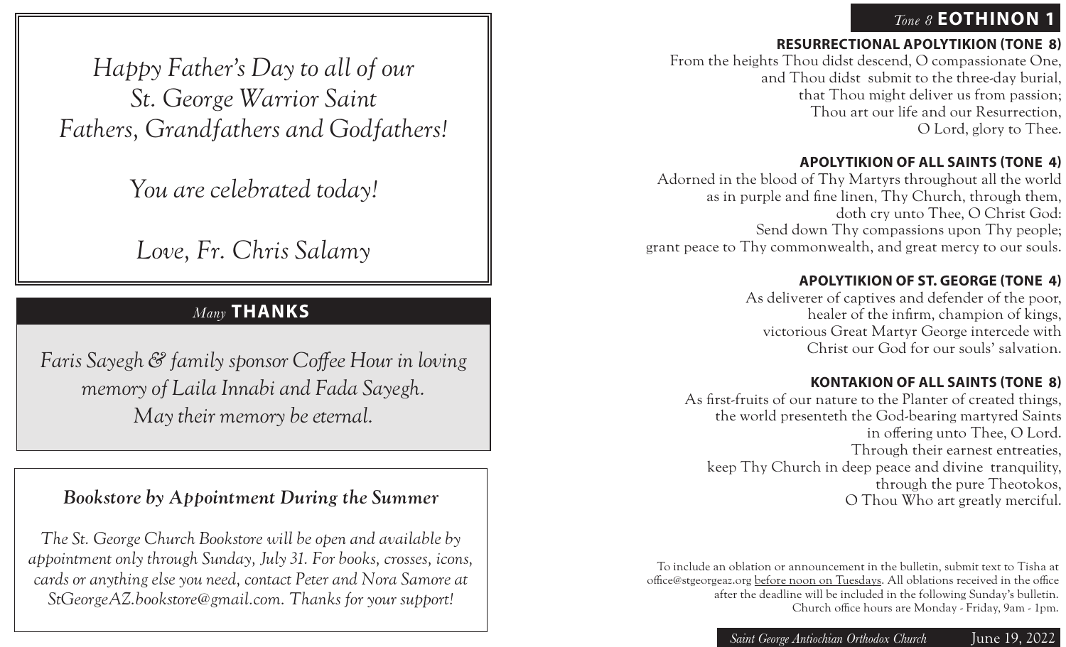*Happy Father's Day to all of our St. George Warrior Saint Fathers, Grandfathers and Godfathers!*

*You are celebrated today!*

*Love, Fr. Chris Salamy*

## *Many* THANKS

*Faris Sayegh & family sponsor Coffee Hour in loving memory of Laila Innabi and Fada Sayegh. May their memory be eternal.*

### *Bookstore by Appointment During the Summer*

*The St. George Church Bookstore will be open and available by appointment only through Sunday, July 31. For books, crosses, icons, cards or anything else you need, contact Peter and Nora Samore at StGeorgeAZ.bookstore@gmail.com. Thanks for your support!*

## *Tone 8* EOTHINON 1

### RESURRECTIONAL APOLYTIKION (TONE 8)

From the heights Thou didst descend, O compassionate One,
and Thou didst submit to the three-day burial,
that Thou might deliver us from passion;
Thou art our life and our Resurrection,
O Lord, glory to Thee.

### APOLYTIKION OF ALL SAINTS (TONE 4)

Adorned in the blood of Thy Martyrs throughout all the world
as in purple and fine linen, Thy Church, through them,
doth cry unto Thee, O Christ God:
Send down Thy compassions upon Thy people;
grant peace to Thy commonwealth, and great mercy to our souls.

### APOLYTIKION OF ST. GEORGE (TONE 4)

As deliverer of captives and defender of the poor,
healer of the infirm, champion of kings,
victorious Great Martyr George intercede with
Christ our God for our souls' salvation.

### KONTAKION OF ALL SAINTS (TONE 8)

As first-fruits of our nature to the Planter of created things,
the world presenteth the God-bearing martyred Saints
in offering unto Thee, O Lord.
Through their earnest entreaties,
keep Thy Church in deep peace and divine tranquility,
through the pure Theotokos,
O Thou Who art greatly merciful.

To include an oblation or announcement in the bulletin, submit text to Tisha at office@stgeorgeaz.org before noon on Tuesdays. All oblations received in the office after the deadline will be included in the following Sunday's bulletin. Church office hours are Monday - Friday, 9am - 1pm.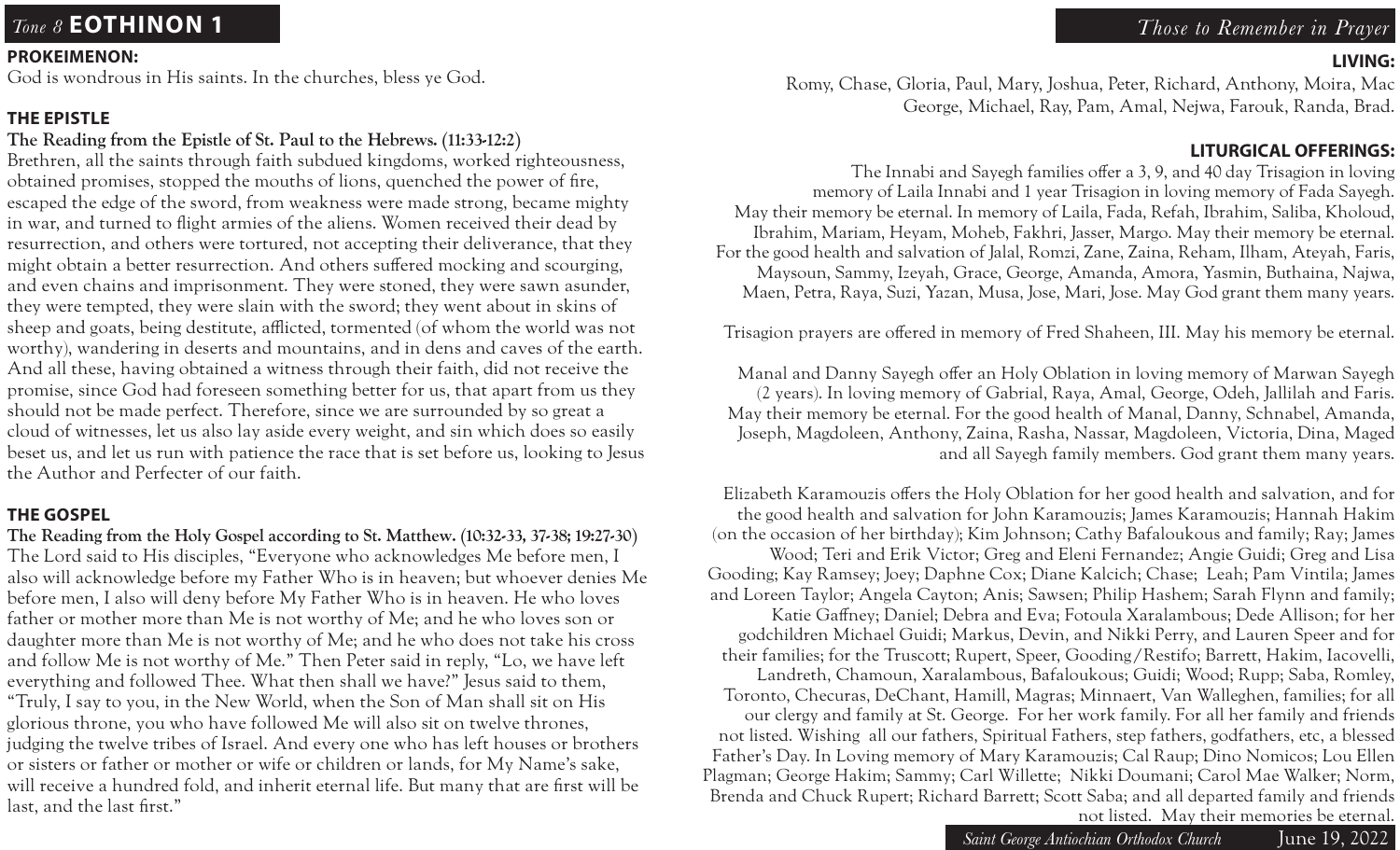## *Tone 8* EOTHINON 1

**PROKEIMENON:**

God is wondrous in His saints. In the churches, bless ye God.

**THE EPISTLE**

**The Reading from the Epistle of St. Paul to the Hebrews. (11:33-12:2)**

Brethren, all the saints through faith subdued kingdoms, worked righteousness, obtained promises, stopped the mouths of lions, quenched the power of fire, escaped the edge of the sword, from weakness were made strong, became mighty in war, and turned to flight armies of the aliens. Women received their dead by resurrection, and others were tortured, not accepting their deliverance, that they might obtain a better resurrection. And others suffered mocking and scourging, and even chains and imprisonment. They were stoned, they were sawn asunder, they were tempted, they were slain with the sword; they went about in skins of sheep and goats, being destitute, afflicted, tormented (of whom the world was not worthy), wandering in deserts and mountains, and in dens and caves of the earth. And all these, having obtained a witness through their faith, did not receive the promise, since God had foreseen something better for us, that apart from us they should not be made perfect. Therefore, since we are surrounded by so great a cloud of witnesses, let us also lay aside every weight, and sin which does so easily beset us, and let us run with patience the race that is set before us, looking to Jesus the Author and Perfecter of our faith.

**THE GOSPEL**

**The Reading from the Holy Gospel according to St. Matthew. (10:32-33, 37-38; 19:27-30)**

The Lord said to His disciples, "Everyone who acknowledges Me before men, I also will acknowledge before my Father Who is in heaven; but whoever denies Me before men, I also will deny before My Father Who is in heaven. He who loves father or mother more than Me is not worthy of Me; and he who loves son or daughter more than Me is not worthy of Me; and he who does not take his cross and follow Me is not worthy of Me." Then Peter said in reply, "Lo, we have left everything and followed Thee. What then shall we have?" Jesus said to them, "Truly, I say to you, in the New World, when the Son of Man shall sit on His glorious throne, you who have followed Me will also sit on twelve thrones, judging the twelve tribes of Israel. And every one who has left houses or brothers or sisters or father or mother or wife or children or lands, for My Name's sake, will receive a hundred fold, and inherit eternal life. But many that are first will be last, and the last first."

## *Those to Remember in Prayer*

**LIVING:**

Romy, Chase, Gloria, Paul, Mary, Joshua, Peter, Richard, Anthony, Moira, Mac George, Michael, Ray, Pam, Amal, Nejwa, Farouk, Randa, Brad.

**LITURGICAL OFFERINGS:**

The Innabi and Sayegh families offer a 3, 9, and 40 day Trisagion in loving memory of Laila Innabi and 1 year Trisagion in loving memory of Fada Sayegh. May their memory be eternal. In memory of Laila, Fada, Refah, Ibrahim, Saliba, Kholoud, Ibrahim, Mariam, Heyam, Moheb, Fakhri, Jasser, Margo. May their memory be eternal. For the good health and salvation of Jalal, Romzi, Zane, Zaina, Reham, Ilham, Ateyah, Faris, Maysoun, Sammy, Izeyah, Grace, George, Amanda, Amora, Yasmin, Buthaina, Najwa, Maen, Petra, Raya, Suzi, Yazan, Musa, Jose, Mari, Jose. May God grant them many years.

Trisagion prayers are offered in memory of Fred Shaheen, III. May his memory be eternal.

Manal and Danny Sayegh offer an Holy Oblation in loving memory of Marwan Sayegh (2 years). In loving memory of Gabrial, Raya, Amal, George, Odeh, Jallilah and Faris. May their memory be eternal. For the good health of Manal, Danny, Schnabel, Amanda, Joseph, Magdoleen, Anthony, Zaina, Rasha, Nassar, Magdoleen, Victoria, Dina, Maged and all Sayegh family members. God grant them many years.

Elizabeth Karamouzis offers the Holy Oblation for her good health and salvation, and for the good health and salvation for John Karamouzis; James Karamouzis; Hannah Hakim (on the occasion of her birthday); Kim Johnson; Cathy Bafaloukous and family; Ray; James Wood; Teri and Erik Victor; Greg and Eleni Fernandez; Angie Guidi; Greg and Lisa Gooding; Kay Ramsey; Joey; Daphne Cox; Diane Kalcich; Chase; Leah; Pam Vintila; James and Loreen Taylor; Angela Cayton; Anis; Sawsen; Philip Hashem; Sarah Flynn and family; Katie Gaffney; Daniel; Debra and Eva; Fotoula Xaralambous; Dede Allison; for her godchildren Michael Guidi; Markus, Devin, and Nikki Perry, and Lauren Speer and for their families; for the Truscott; Rupert, Speer, Gooding/Restifo; Barrett, Hakim, Iacovelli, Landreth, Chamoun, Xaralambous, Bafaloukous; Guidi; Wood; Rupp; Saba, Romley, Toronto, Checuras, DeChant, Hamill, Magras; Minnaert, Van Walleghen, families; for all our clergy and family at St. George. For her work family. For all her family and friends not listed. Wishing all our fathers, Spiritual Fathers, step fathers, godfathers, etc, a blessed Father's Day. In Loving memory of Mary Karamouzis; Cal Raup; Dino Nomicos; Lou Ellen Plagman; George Hakim; Sammy; Carl Willette; Nikki Doumani; Carol Mae Walker; Norm, Brenda and Chuck Rupert; Richard Barrett; Scott Saba; and all departed family and friends not listed. May their memories be eternal.